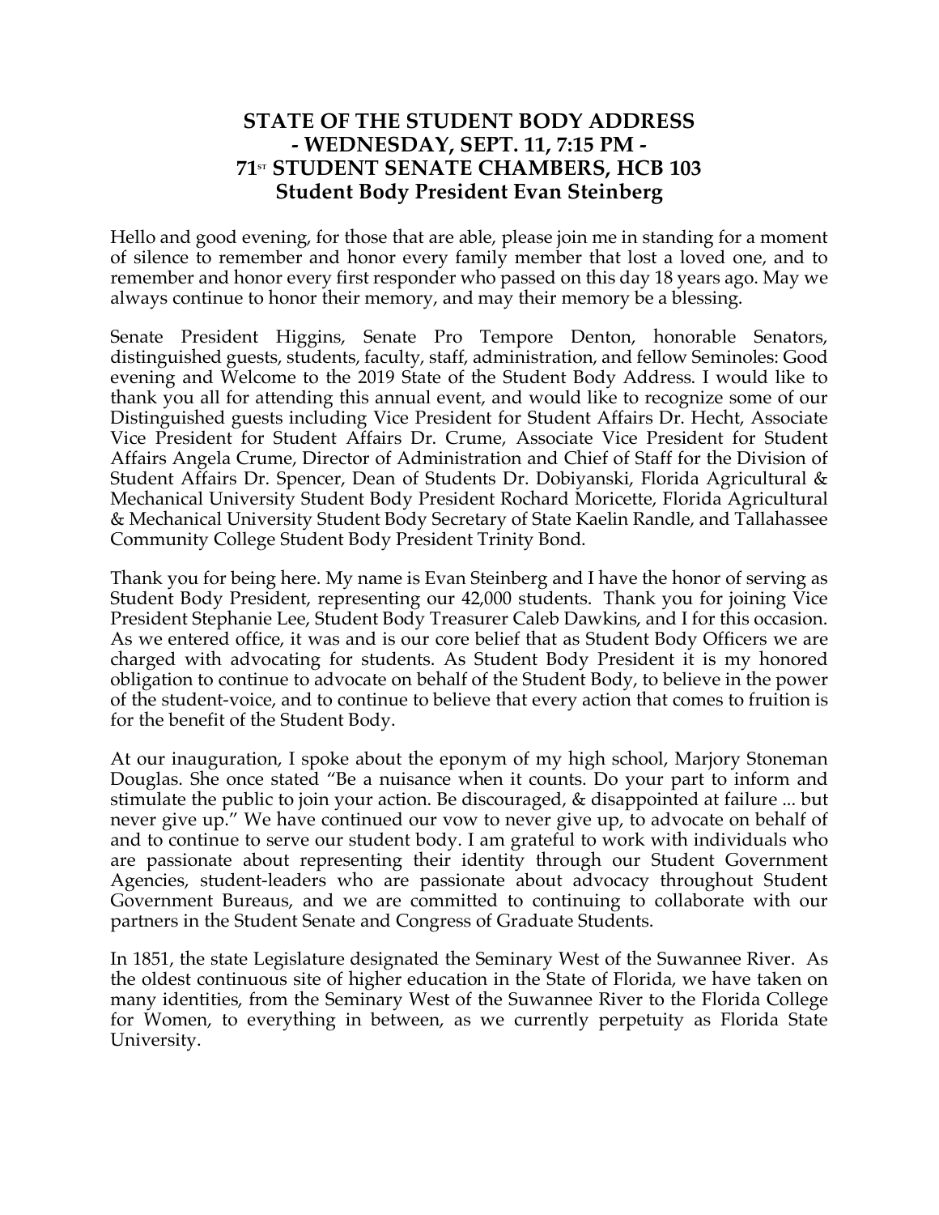# STATE OF THE STUDENT BODY ADDRESS
## - WEDNESDAY, SEPT. 11, 7:15 PM -
## 71[ST] STUDENT SENATE CHAMBERS, HCB 103
## Student Body President Evan Steinberg

Hello and good evening, for those that are able, please join me in standing for a moment of silence to remember and honor every family member that lost a loved one, and to remember and honor every first responder who passed on this day 18 years ago. May we always continue to honor their memory, and may their memory be a blessing.

Senate President Higgins, Senate Pro Tempore Denton, honorable Senators, distinguished guests, students, faculty, staff, administration, and fellow Seminoles: Good evening and Welcome to the 2019 State of the Student Body Address. I would like to thank you all for attending this annual event, and would like to recognize some of our Distinguished guests including Vice President for Student Affairs Dr. Hecht, Associate Vice President for Student Affairs Dr. Crume, Associate Vice President for Student Affairs Angela Crume, Director of Administration and Chief of Staff for the Division of Student Affairs Dr. Spencer, Dean of Students Dr. Dobiyanski, Florida Agricultural & Mechanical University Student Body President Rochard Moricette, Florida Agricultural & Mechanical University Student Body Secretary of State Kaelin Randle, and Tallahassee Community College Student Body President Trinity Bond.

Thank you for being here. My name is Evan Steinberg and I have the honor of serving as Student Body President, representing our 42,000 students. Thank you for joining Vice President Stephanie Lee, Student Body Treasurer Caleb Dawkins, and I for this occasion. As we entered office, it was and is our core belief that as Student Body Officers we are charged with advocating for students. As Student Body President it is my honored obligation to continue to advocate on behalf of the Student Body, to believe in the power of the student-voice, and to continue to believe that every action that comes to fruition is for the benefit of the Student Body.

At our inauguration, I spoke about the eponym of my high school, Marjory Stoneman Douglas. She once stated "Be a nuisance when it counts. Do your part to inform and stimulate the public to join your action. Be discouraged, & disappointed at failure ... but never give up." We have continued our vow to never give up, to advocate on behalf of and to continue to serve our student body. I am grateful to work with individuals who are passionate about representing their identity through our Student Government Agencies, student-leaders who are passionate about advocacy throughout Student Government Bureaus, and we are committed to continuing to collaborate with our partners in the Student Senate and Congress of Graduate Students.

In 1851, the state Legislature designated the Seminary West of the Suwannee River. As the oldest continuous site of higher education in the State of Florida, we have taken on many identities, from the Seminary West of the Suwannee River to the Florida College for Women, to everything in between, as we currently perpetuity as Florida State University.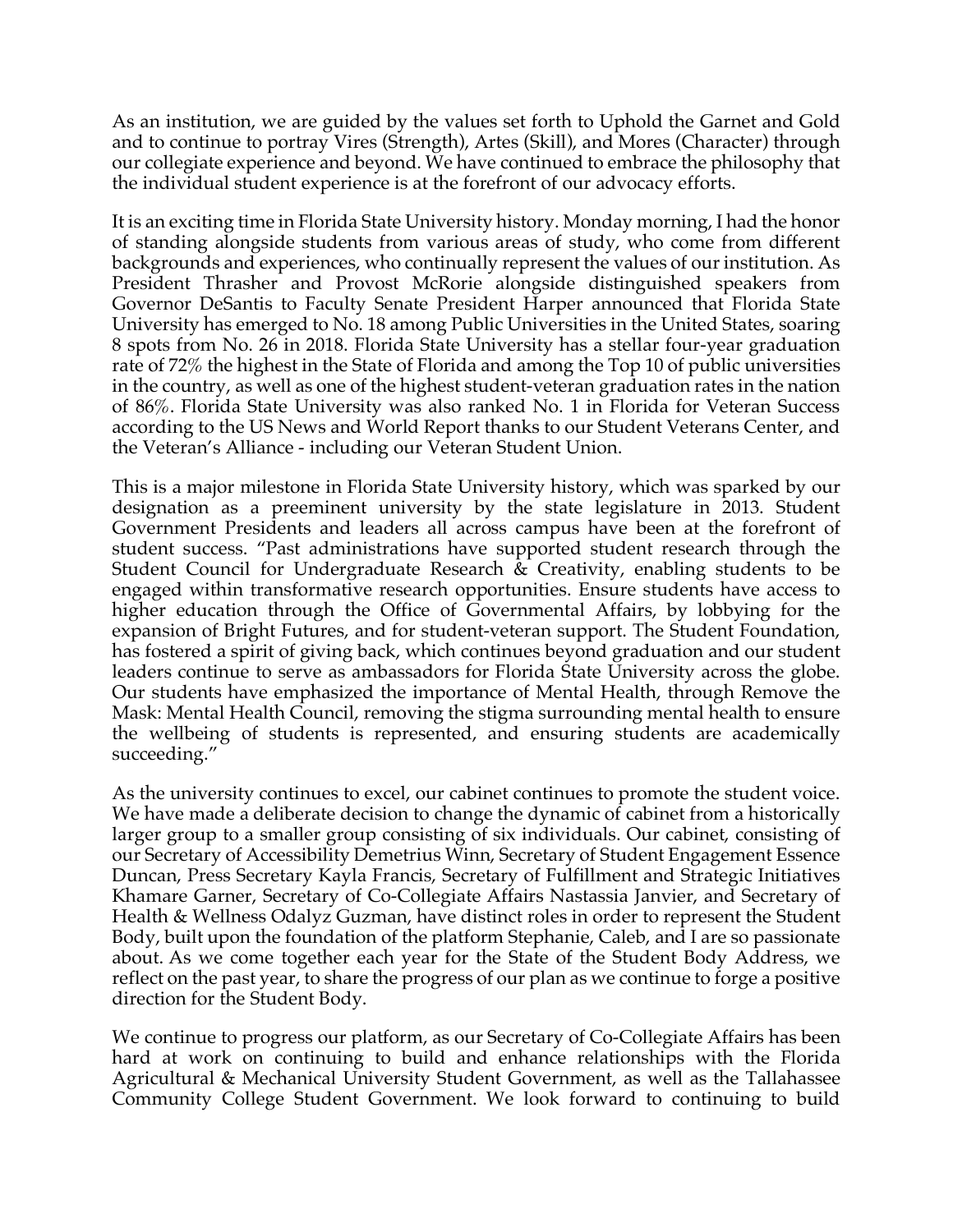As an institution, we are guided by the values set forth to Uphold the Garnet and Gold and to continue to portray Vires (Strength), Artes (Skill), and Mores (Character) through our collegiate experience and beyond. We have continued to embrace the philosophy that the individual student experience is at the forefront of our advocacy efforts.

It is an exciting time in Florida State University history. Monday morning, I had the honor of standing alongside students from various areas of study, who come from different backgrounds and experiences, who continually represent the values of our institution. As President Thrasher and Provost McRorie alongside distinguished speakers from Governor DeSantis to Faculty Senate President Harper announced that Florida State University has emerged to No. 18 among Public Universities in the United States, soaring 8 spots from No. 26 in 2018. Florida State University has a stellar four-year graduation rate of 72% the highest in the State of Florida and among the Top 10 of public universities in the country, as well as one of the highest student-veteran graduation rates in the nation of 86%. Florida State University was also ranked No. 1 in Florida for Veteran Success according to the US News and World Report thanks to our Student Veterans Center, and the Veteran's Alliance - including our Veteran Student Union.

This is a major milestone in Florida State University history, which was sparked by our designation as a preeminent university by the state legislature in 2013. Student Government Presidents and leaders all across campus have been at the forefront of student success. "Past administrations have supported student research through the Student Council for Undergraduate Research & Creativity, enabling students to be engaged within transformative research opportunities. Ensure students have access to higher education through the Office of Governmental Affairs, by lobbying for the expansion of Bright Futures, and for student-veteran support. The Student Foundation, has fostered a spirit of giving back, which continues beyond graduation and our student leaders continue to serve as ambassadors for Florida State University across the globe. Our students have emphasized the importance of Mental Health, through Remove the Mask: Mental Health Council, removing the stigma surrounding mental health to ensure the wellbeing of students is represented, and ensuring students are academically succeeding."

As the university continues to excel, our cabinet continues to promote the student voice. We have made a deliberate decision to change the dynamic of cabinet from a historically larger group to a smaller group consisting of six individuals. Our cabinet, consisting of our Secretary of Accessibility Demetrius Winn, Secretary of Student Engagement Essence Duncan, Press Secretary Kayla Francis, Secretary of Fulfillment and Strategic Initiatives Khamare Garner, Secretary of Co-Collegiate Affairs Nastassia Janvier, and Secretary of Health & Wellness Odalyz Guzman, have distinct roles in order to represent the Student Body, built upon the foundation of the platform Stephanie, Caleb, and I are so passionate about. As we come together each year for the State of the Student Body Address, we reflect on the past year, to share the progress of our plan as we continue to forge a positive direction for the Student Body.

We continue to progress our platform, as our Secretary of Co-Collegiate Affairs has been hard at work on continuing to build and enhance relationships with the Florida Agricultural & Mechanical University Student Government, as well as the Tallahassee Community College Student Government. We look forward to continuing to build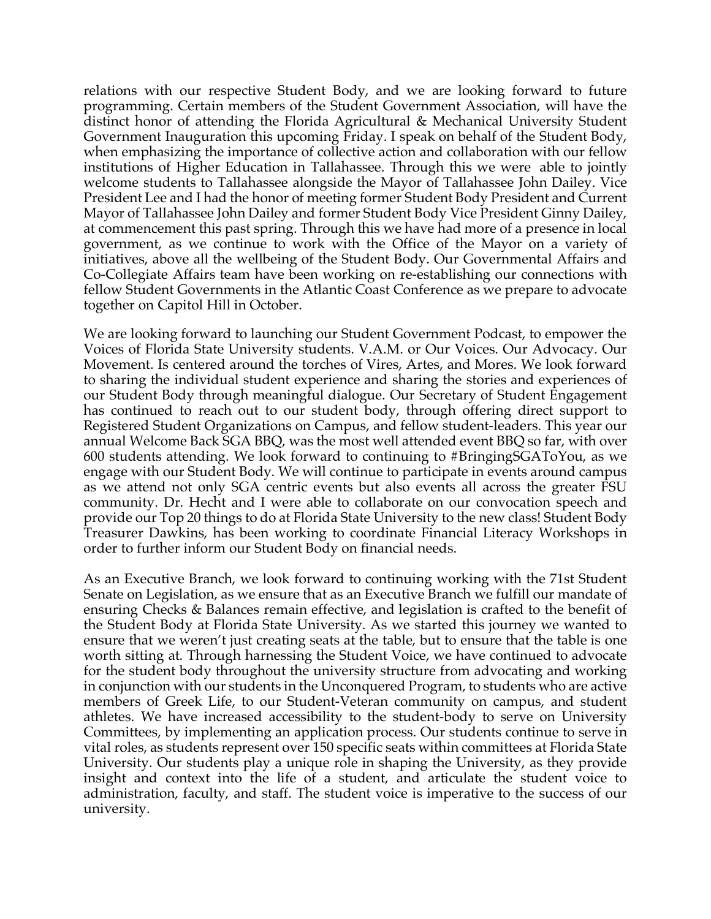relations with our respective Student Body, and we are looking forward to future programming. Certain members of the Student Government Association, will have the distinct honor of attending the Florida Agricultural & Mechanical University Student Government Inauguration this upcoming Friday. I speak on behalf of the Student Body, when emphasizing the importance of collective action and collaboration with our fellow institutions of Higher Education in Tallahassee. Through this we were able to jointly welcome students to Tallahassee alongside the Mayor of Tallahassee John Dailey. Vice President Lee and I had the honor of meeting former Student Body President and Current Mayor of Tallahassee John Dailey and former Student Body Vice President Ginny Dailey, at commencement this past spring. Through this we have had more of a presence in local government, as we continue to work with the Office of the Mayor on a variety of initiatives, above all the wellbeing of the Student Body. Our Governmental Affairs and Co-Collegiate Affairs team have been working on re-establishing our connections with fellow Student Governments in the Atlantic Coast Conference as we prepare to advocate together on Capitol Hill in October.

We are looking forward to launching our Student Government Podcast, to empower the Voices of Florida State University students. V.A.M. or Our Voices. Our Advocacy. Our Movement. Is centered around the torches of Vires, Artes, and Mores. We look forward to sharing the individual student experience and sharing the stories and experiences of our Student Body through meaningful dialogue. Our Secretary of Student Engagement has continued to reach out to our student body, through offering direct support to Registered Student Organizations on Campus, and fellow student-leaders. This year our annual Welcome Back SGA BBQ, was the most well attended event BBQ so far, with over 600 students attending. We look forward to continuing to #BringingSGAToYou, as we engage with our Student Body. We will continue to participate in events around campus as we attend not only SGA centric events but also events all across the greater FSU community. Dr. Hecht and I were able to collaborate on our convocation speech and provide our Top 20 things to do at Florida State University to the new class! Student Body Treasurer Dawkins, has been working to coordinate Financial Literacy Workshops in order to further inform our Student Body on financial needs.

As an Executive Branch, we look forward to continuing working with the 71st Student Senate on Legislation, as we ensure that as an Executive Branch we fulfill our mandate of ensuring Checks & Balances remain effective, and legislation is crafted to the benefit of the Student Body at Florida State University. As we started this journey we wanted to ensure that we weren't just creating seats at the table, but to ensure that the table is one worth sitting at. Through harnessing the Student Voice, we have continued to advocate for the student body throughout the university structure from advocating and working in conjunction with our students in the Unconquered Program, to students who are active members of Greek Life, to our Student-Veteran community on campus, and student athletes. We have increased accessibility to the student-body to serve on University Committees, by implementing an application process. Our students continue to serve in vital roles, as students represent over 150 specific seats within committees at Florida State University. Our students play a unique role in shaping the University, as they provide insight and context into the life of a student, and articulate the student voice to administration, faculty, and staff. The student voice is imperative to the success of our university.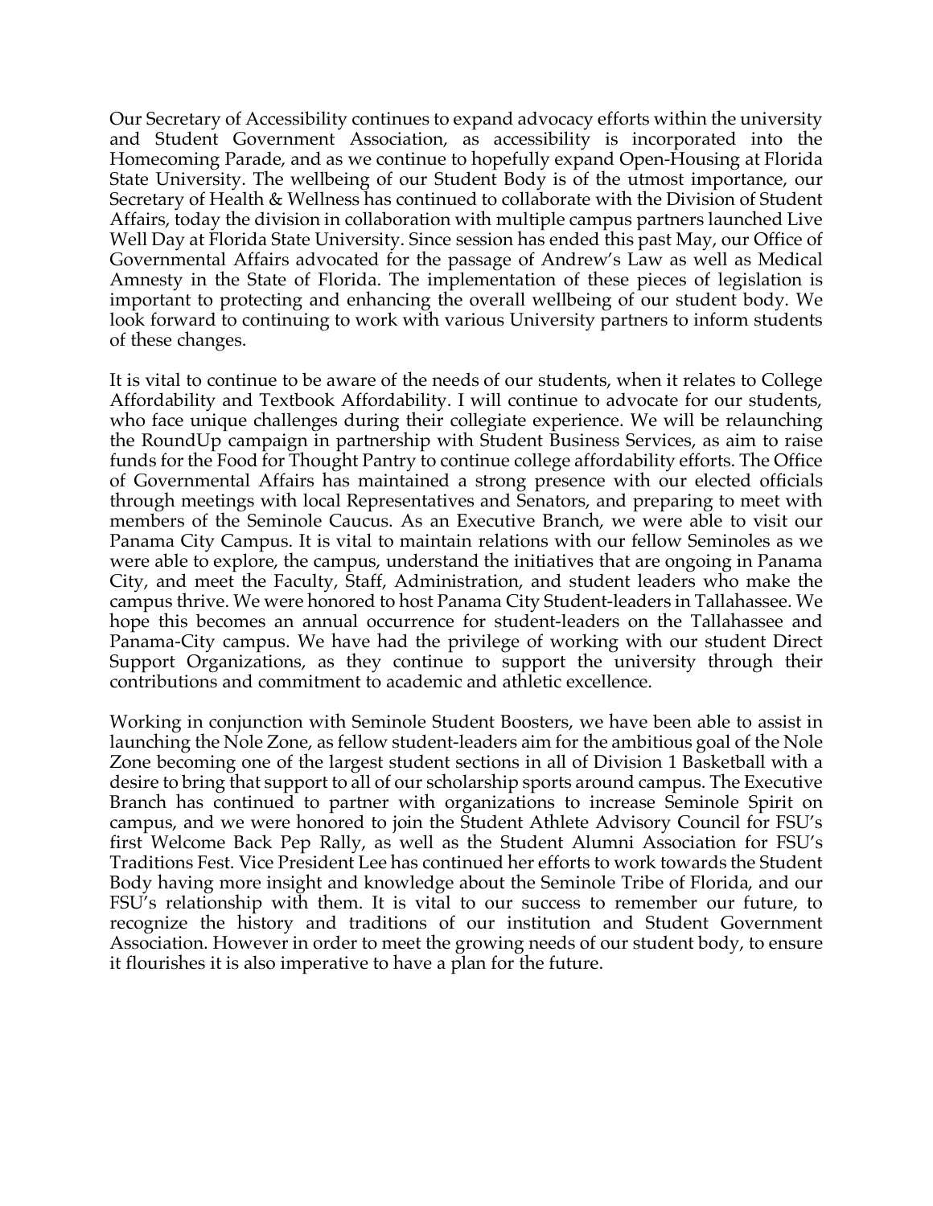Our Secretary of Accessibility continues to expand advocacy efforts within the university and Student Government Association, as accessibility is incorporated into the Homecoming Parade, and as we continue to hopefully expand Open-Housing at Florida State University. The wellbeing of our Student Body is of the utmost importance, our Secretary of Health & Wellness has continued to collaborate with the Division of Student Affairs, today the division in collaboration with multiple campus partners launched Live Well Day at Florida State University. Since session has ended this past May, our Office of Governmental Affairs advocated for the passage of Andrew's Law as well as Medical Amnesty in the State of Florida. The implementation of these pieces of legislation is important to protecting and enhancing the overall wellbeing of our student body. We look forward to continuing to work with various University partners to inform students of these changes.

It is vital to continue to be aware of the needs of our students, when it relates to College Affordability and Textbook Affordability. I will continue to advocate for our students, who face unique challenges during their collegiate experience. We will be relaunching the RoundUp campaign in partnership with Student Business Services, as aim to raise funds for the Food for Thought Pantry to continue college affordability efforts. The Office of Governmental Affairs has maintained a strong presence with our elected officials through meetings with local Representatives and Senators, and preparing to meet with members of the Seminole Caucus. As an Executive Branch, we were able to visit our Panama City Campus. It is vital to maintain relations with our fellow Seminoles as we were able to explore, the campus, understand the initiatives that are ongoing in Panama City, and meet the Faculty, Staff, Administration, and student leaders who make the campus thrive. We were honored to host Panama City Student-leaders in Tallahassee. We hope this becomes an annual occurrence for student-leaders on the Tallahassee and Panama-City campus. We have had the privilege of working with our student Direct Support Organizations, as they continue to support the university through their contributions and commitment to academic and athletic excellence.

Working in conjunction with Seminole Student Boosters, we have been able to assist in launching the Nole Zone, as fellow student-leaders aim for the ambitious goal of the Nole Zone becoming one of the largest student sections in all of Division 1 Basketball with a desire to bring that support to all of our scholarship sports around campus. The Executive Branch has continued to partner with organizations to increase Seminole Spirit on campus, and we were honored to join the Student Athlete Advisory Council for FSU's first Welcome Back Pep Rally, as well as the Student Alumni Association for FSU's Traditions Fest. Vice President Lee has continued her efforts to work towards the Student Body having more insight and knowledge about the Seminole Tribe of Florida, and our FSU's relationship with them. It is vital to our success to remember our future, to recognize the history and traditions of our institution and Student Government Association. However in order to meet the growing needs of our student body, to ensure it flourishes it is also imperative to have a plan for the future.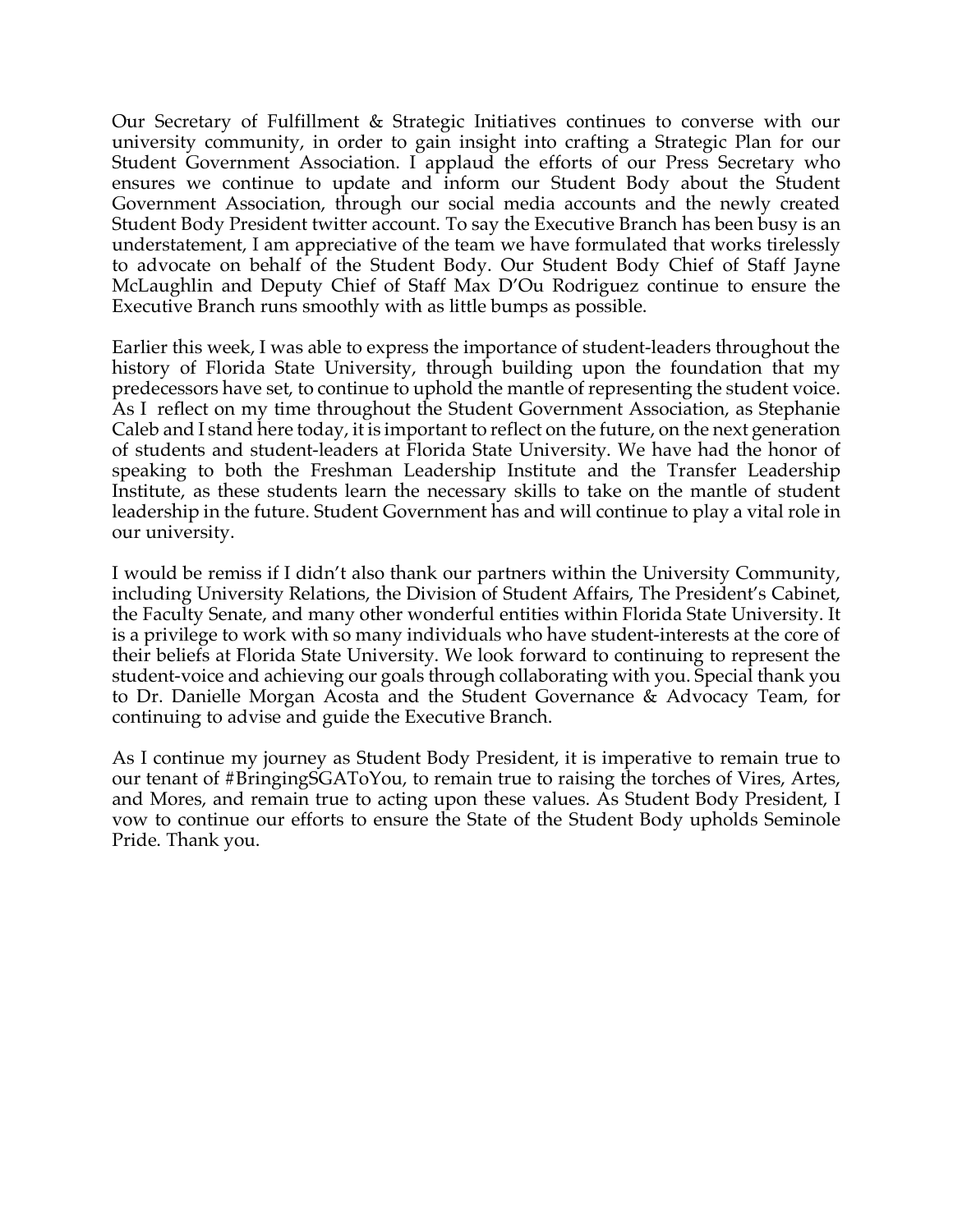Our Secretary of Fulfillment & Strategic Initiatives continues to converse with our university community, in order to gain insight into crafting a Strategic Plan for our Student Government Association. I applaud the efforts of our Press Secretary who ensures we continue to update and inform our Student Body about the Student Government Association, through our social media accounts and the newly created Student Body President twitter account. To say the Executive Branch has been busy is an understatement, I am appreciative of the team we have formulated that works tirelessly to advocate on behalf of the Student Body. Our Student Body Chief of Staff Jayne McLaughlin and Deputy Chief of Staff Max D'Ou Rodriguez continue to ensure the Executive Branch runs smoothly with as little bumps as possible.

Earlier this week, I was able to express the importance of student-leaders throughout the history of Florida State University, through building upon the foundation that my predecessors have set, to continue to uphold the mantle of representing the student voice. As I reflect on my time throughout the Student Government Association, as Stephanie Caleb and I stand here today, it is important to reflect on the future, on the next generation of students and student-leaders at Florida State University. We have had the honor of speaking to both the Freshman Leadership Institute and the Transfer Leadership Institute, as these students learn the necessary skills to take on the mantle of student leadership in the future. Student Government has and will continue to play a vital role in our university.

I would be remiss if I didn't also thank our partners within the University Community, including University Relations, the Division of Student Affairs, The President's Cabinet, the Faculty Senate, and many other wonderful entities within Florida State University. It is a privilege to work with so many individuals who have student-interests at the core of their beliefs at Florida State University. We look forward to continuing to represent the student-voice and achieving our goals through collaborating with you. Special thank you to Dr. Danielle Morgan Acosta and the Student Governance & Advocacy Team, for continuing to advise and guide the Executive Branch.

As I continue my journey as Student Body President, it is imperative to remain true to our tenant of #BringingSGAToYou, to remain true to raising the torches of Vires, Artes, and Mores, and remain true to acting upon these values. As Student Body President, I vow to continue our efforts to ensure the State of the Student Body upholds Seminole Pride. Thank you.